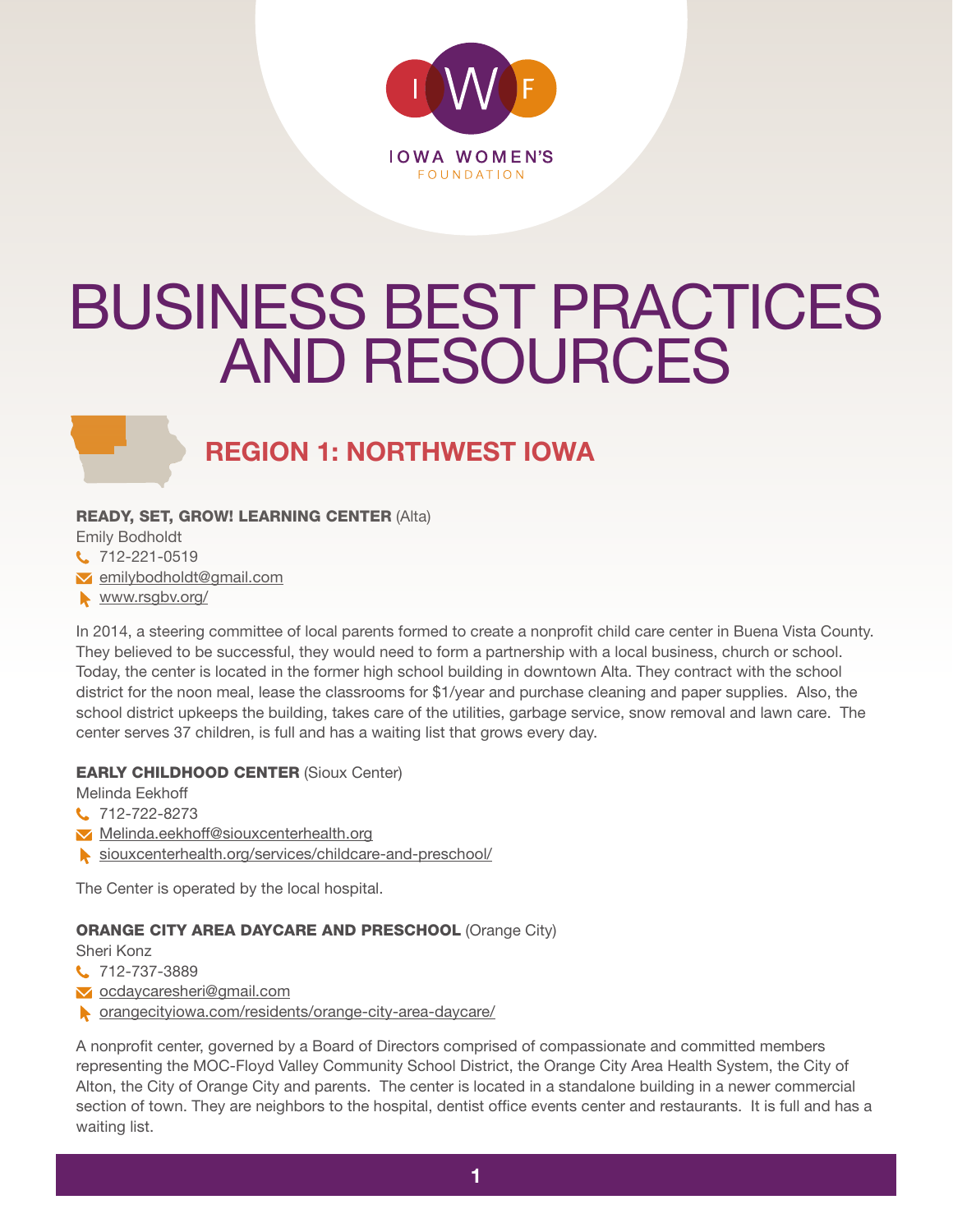IOWA WOMEN'S FOUNDATION

# BUSINESS BEST PRACTICES AND RESOURCES

## REGION 1: NORTHWEST IOWA

**READY, SET, GROW! LEARNING CENTER** (Alta)
Emily Bodholdt
712-221-0519
emilybodholdt@gmail.com
www.rsgbv.org/

In 2014, a steering committee of local parents formed to create a nonprofit child care center in Buena Vista County. They believed to be successful, they would need to form a partnership with a local business, church or school. Today, the center is located in the former high school building in downtown Alta. They contract with the school district for the noon meal, lease the classrooms for $1/year and purchase cleaning and paper supplies. Also, the school district upkeeps the building, takes care of the utilities, garbage service, snow removal and lawn care. The center serves 37 children, is full and has a waiting list that grows every day.

**EARLY CHILDHOOD CENTER** (Sioux Center)
Melinda Eekhoff
712-722-8273
Melinda.eekhoff@siouxcenterhealth.org
siouxcenterhealth.org/services/childcare-and-preschool/

The Center is operated by the local hospital.

**ORANGE CITY AREA DAYCARE AND PRESCHOOL** (Orange City)
Sheri Konz
712-737-3889
ocdaycaresheri@gmail.com
orangecityiowa.com/residents/orange-city-area-daycare/

A nonprofit center, governed by a Board of Directors comprised of compassionate and committed members representing the MOC-Floyd Valley Community School District, the Orange City Area Health System, the City of Alton, the City of Orange City and parents. The center is located in a standalone building in a newer commercial section of town. They are neighbors to the hospital, dentist office events center and restaurants. It is full and has a waiting list.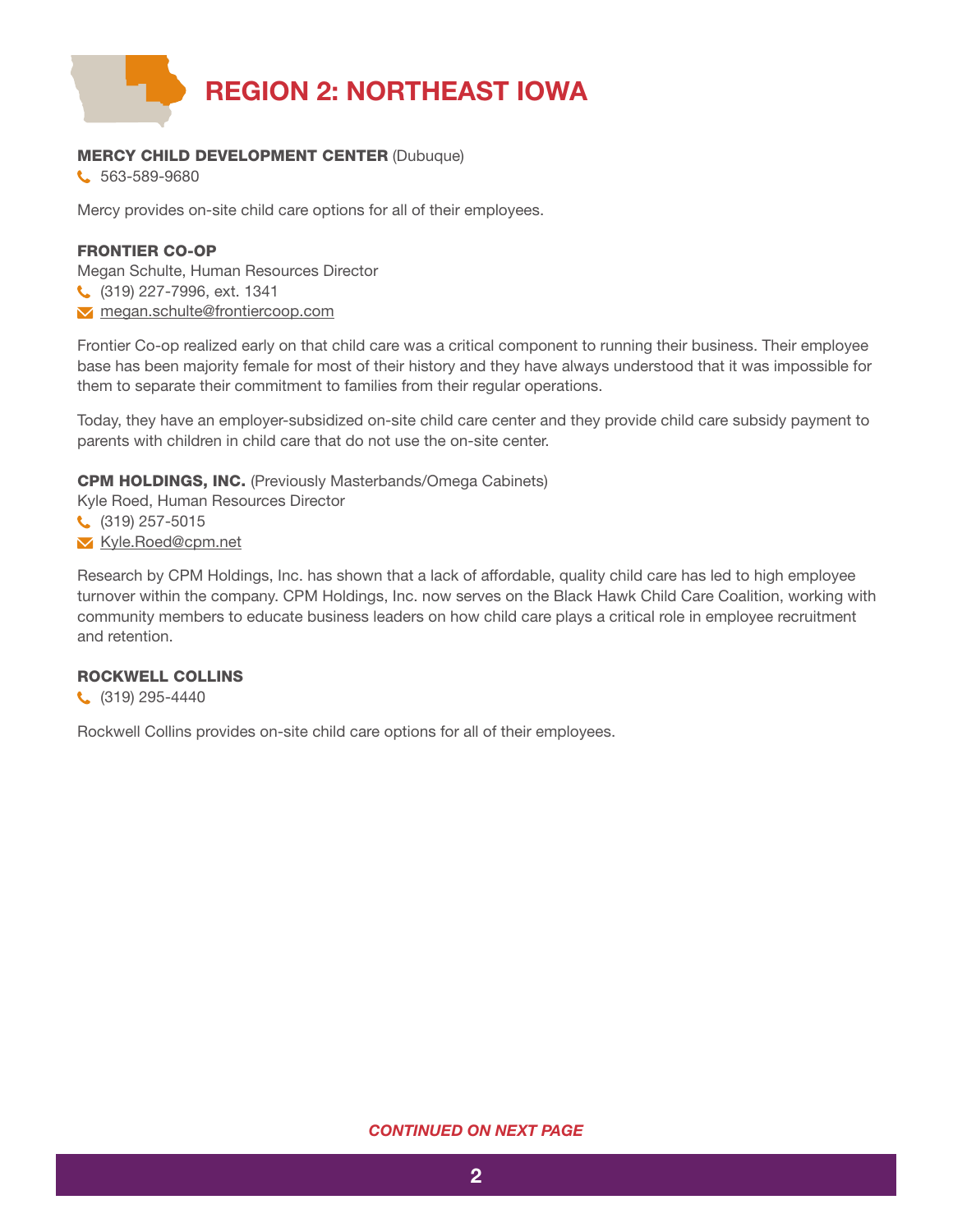# REGION 2: NORTHEAST IOWA

**MERCY CHILD DEVELOPMENT CENTER** (Dubuque)

563-589-9680

Mercy provides on-site child care options for all of their employees.

**FRONTIER CO-OP**

Megan Schulte, Human Resources Director

(319) 227-7996, ext. 1341

megan.schulte@frontiercoop.com

Frontier Co-op realized early on that child care was a critical component to running their business. Their employee base has been majority female for most of their history and they have always understood that it was impossible for them to separate their commitment to families from their regular operations.

Today, they have an employer-subsidized on-site child care center and they provide child care subsidy payment to parents with children in child care that do not use the on-site center.

**CPM HOLDINGS, INC.** (Previously Masterbands/Omega Cabinets)

Kyle Roed, Human Resources Director

(319) 257-5015

Kyle.Roed@cpm.net

Research by CPM Holdings, Inc. has shown that a lack of affordable, quality child care has led to high employee turnover within the company. CPM Holdings, Inc. now serves on the Black Hawk Child Care Coalition, working with community members to educate business leaders on how child care plays a critical role in employee recruitment and retention.

**ROCKWELL COLLINS**

(319) 295-4440

Rockwell Collins provides on-site child care options for all of their employees.

*CONTINUED ON NEXT PAGE*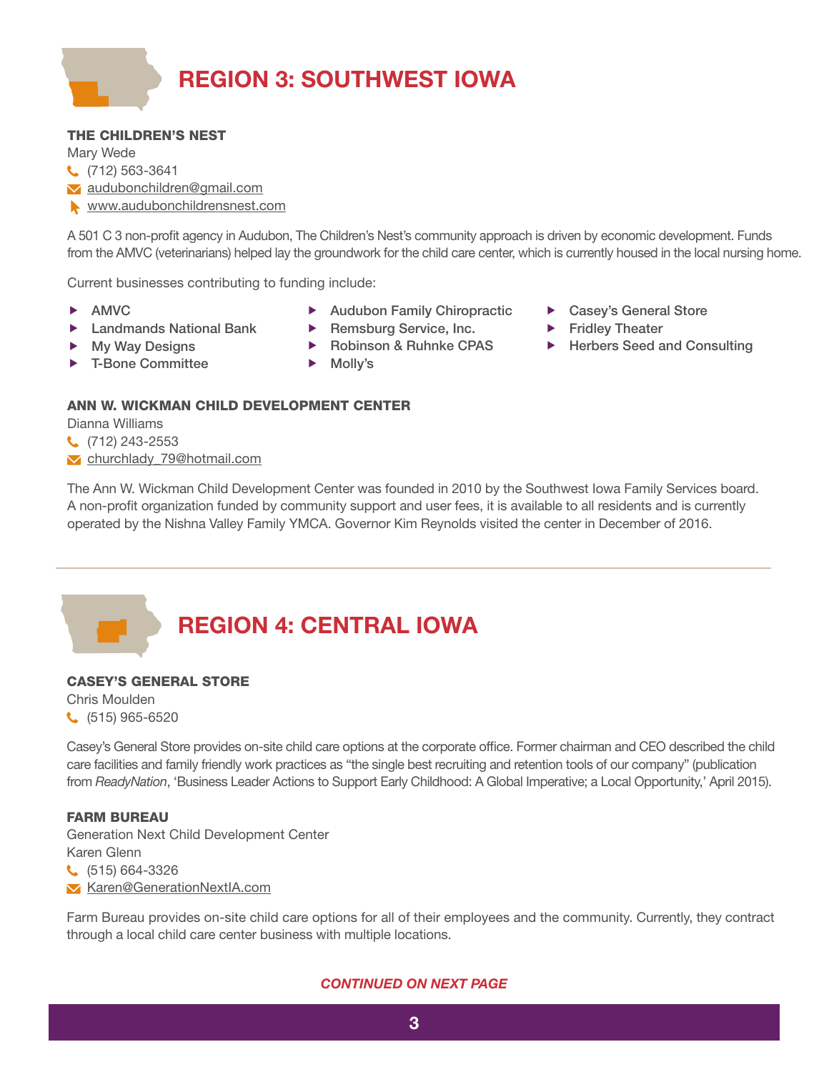## REGION 3: SOUTHWEST IOWA

**THE CHILDREN'S NEST**
Mary Wede
(712) 563-3641
audubonchildren@gmail.com
www.audubonchildrensnest.com

A 501 C 3 non-profit agency in Audubon, The Children's Nest's community approach is driven by economic development. Funds from the AMVC (veterinarians) helped lay the groundwork for the child care center, which is currently housed in the local nursing home.

Current businesses contributing to funding include:

- AMVC
- Landmands National Bank
- My Way Designs
- T-Bone Committee
- Audubon Family Chiropractic
- Remsburg Service, Inc.
- Robinson & Ruhnke CPAS
- Molly's
- Casey's General Store
- Fridley Theater
- Herbers Seed and Consulting

**ANN W. WICKMAN CHILD DEVELOPMENT CENTER**
Dianna Williams
(712) 243-2553
churchlady_79@hotmail.com

The Ann W. Wickman Child Development Center was founded in 2010 by the Southwest Iowa Family Services board. A non-profit organization funded by community support and user fees, it is available to all residents and is currently operated by the Nishna Valley Family YMCA. Governor Kim Reynolds visited the center in December of 2016.

## REGION 4: CENTRAL IOWA

**CASEY'S GENERAL STORE**
Chris Moulden
(515) 965-6520

Casey's General Store provides on-site child care options at the corporate office. Former chairman and CEO described the child care facilities and family friendly work practices as "the single best recruiting and retention tools of our company" (publication from *ReadyNation*, 'Business Leader Actions to Support Early Childhood: A Global Imperative; a Local Opportunity,' April 2015).

**FARM BUREAU**
Generation Next Child Development Center
Karen Glenn
(515) 664-3326
Karen@GenerationNextIA.com

Farm Bureau provides on-site child care options for all of their employees and the community. Currently, they contract through a local child care center business with multiple locations.

***CONTINUED ON NEXT PAGE***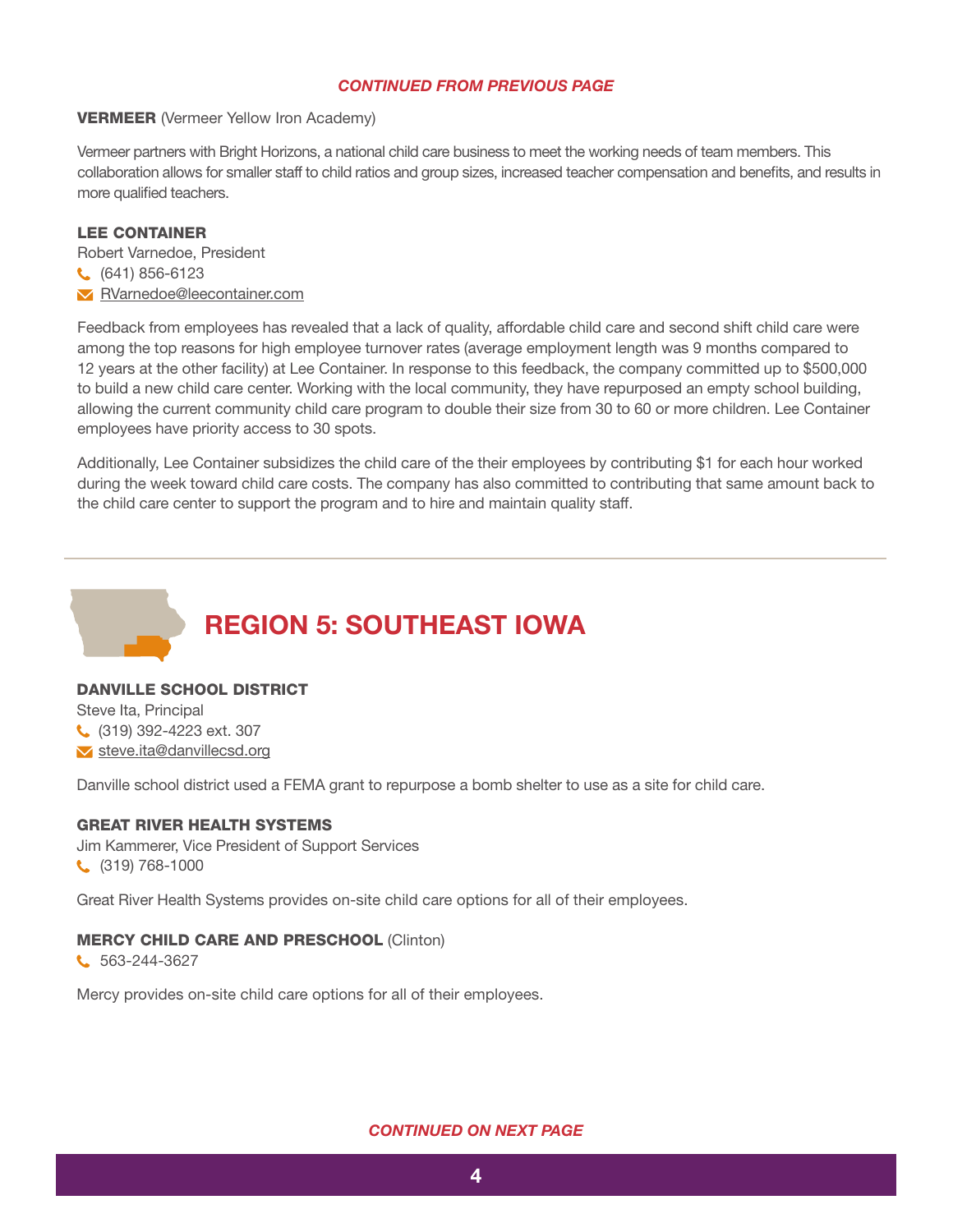*CONTINUED FROM PREVIOUS PAGE*

**VERMEER** (Vermeer Yellow Iron Academy)

Vermeer partners with Bright Horizons, a national child care business to meet the working needs of team members. This collaboration allows for smaller staff to child ratios and group sizes, increased teacher compensation and benefits, and results in more qualified teachers.

**LEE CONTAINER**
Robert Varnedoe, President
(641) 856-6123
RVarnedoe@leecontainer.com

Feedback from employees has revealed that a lack of quality, affordable child care and second shift child care were among the top reasons for high employee turnover rates (average employment length was 9 months compared to 12 years at the other facility) at Lee Container. In response to this feedback, the company committed up to $500,000 to build a new child care center. Working with the local community, they have repurposed an empty school building, allowing the current community child care program to double their size from 30 to 60 or more children. Lee Container employees have priority access to 30 spots.

Additionally, Lee Container subsidizes the child care of the their employees by contributing $1 for each hour worked during the week toward child care costs. The company has also committed to contributing that same amount back to the child care center to support the program and to hire and maintain quality staff.

---

## REGION 5: SOUTHEAST IOWA

**DANVILLE SCHOOL DISTRICT**
Steve Ita, Principal
(319) 392-4223 ext. 307
steve.ita@danvillecsd.org

Danville school district used a FEMA grant to repurpose a bomb shelter to use as a site for child care.

**GREAT RIVER HEALTH SYSTEMS**
Jim Kammerer, Vice President of Support Services
(319) 768-1000

Great River Health Systems provides on-site child care options for all of their employees.

**MERCY CHILD CARE AND PRESCHOOL** (Clinton)
563-244-3627

Mercy provides on-site child care options for all of their employees.

*CONTINUED ON NEXT PAGE*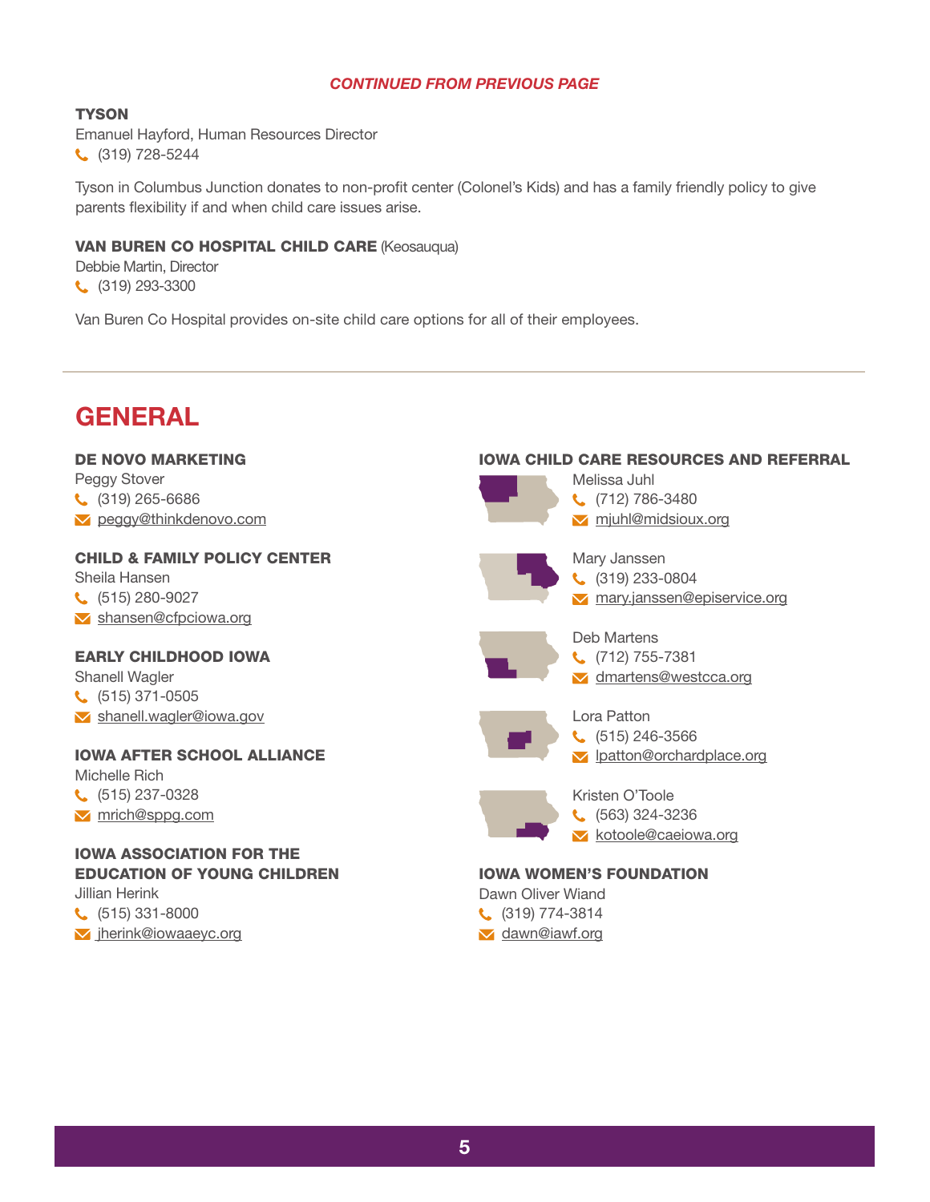*CONTINUED FROM PREVIOUS PAGE*

**TYSON**
Emanuel Hayford, Human Resources Director
(319) 728-5244

Tyson in Columbus Junction donates to non-profit center (Colonel's Kids) and has a family friendly policy to give parents flexibility if and when child care issues arise.

**VAN BUREN CO HOSPITAL CHILD CARE** (Keosauqua)
Debbie Martin, Director
(319) 293-3300

Van Buren Co Hospital provides on-site child care options for all of their employees.

---

## GENERAL

**DE NOVO MARKETING**
Peggy Stover
(319) 265-6686
peggy@thinkdenovo.com

**CHILD & FAMILY POLICY CENTER**
Sheila Hansen
(515) 280-9027
shansen@cfpciowa.org

**EARLY CHILDHOOD IOWA**
Shanell Wagler
(515) 371-0505
shanell.wagler@iowa.gov

**IOWA AFTER SCHOOL ALLIANCE**
Michelle Rich
(515) 237-0328
mrich@sppg.com

**IOWA ASSOCIATION FOR THE EDUCATION OF YOUNG CHILDREN**
Jillian Herink
(515) 331-8000
jherink@iowaaeyc.org

**IOWA CHILD CARE RESOURCES AND REFERRAL**

Melissa Juhl
(712) 786-3480
mjuhl@midsioux.org

Mary Janssen
(319) 233-0804
mary.janssen@episervice.org

Deb Martens
(712) 755-7381
dmartens@westcca.org

Lora Patton
(515) 246-3566
lpatton@orchardplace.org

Kristen O'Toole
(563) 324-3236
kotoole@caeiowa.org

**IOWA WOMEN'S FOUNDATION**
Dawn Oliver Wiand
(319) 774-3814
dawn@iawf.org